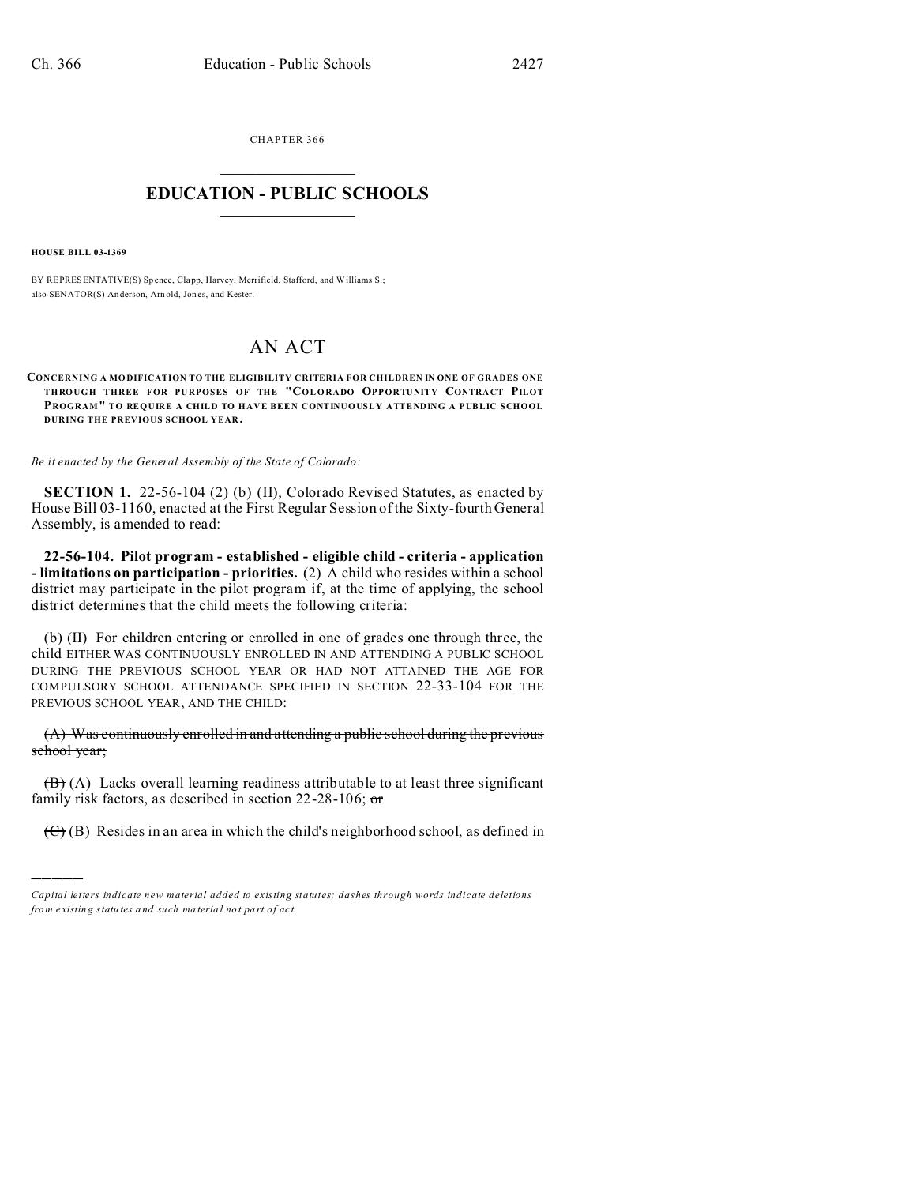CHAPTER 366

# EDUCATION - PUBLIC SCHOOLS

**HOUSE BILL 03-1369**

BY REPRESENTATIVE(S) Spence, Clapp, Harvey, Merrifield, Stafford, and Williams S.;
also SENATOR(S) Anderson, Arnold, Jones, and Kester.

# AN ACT

**CONCERNING A MODIFICATION TO THE ELIGIBILITY CRITERIA FOR CHILDREN IN ONE OF GRADES ONE THROUGH THREE FOR PURPOSES OF THE "COLORADO OPPORTUNITY CONTRACT PILOT PROGRAM" TO REQUIRE A CHILD TO HAVE BEEN CONTINUOUSLY ATTENDING A PUBLIC SCHOOL DURING THE PREVIOUS SCHOOL YEAR.**

*Be it enacted by the General Assembly of the State of Colorado:*

**SECTION 1.** 22-56-104 (2) (b) (II), Colorado Revised Statutes, as enacted by House Bill 03-1160, enacted at the First Regular Session of the Sixty-fourth General Assembly, is amended to read:

**22-56-104. Pilot program - established - eligible child - criteria - application - limitations on participation - priorities.** (2) A child who resides within a school district may participate in the pilot program if, at the time of applying, the school district determines that the child meets the following criteria:

(b) (II) For children entering or enrolled in one of grades one through three, the child EITHER WAS CONTINUOUSLY ENROLLED IN AND ATTENDING A PUBLIC SCHOOL DURING THE PREVIOUS SCHOOL YEAR OR HAD NOT ATTAINED THE AGE FOR COMPULSORY SCHOOL ATTENDANCE SPECIFIED IN SECTION 22-33-104 FOR THE PREVIOUS SCHOOL YEAR, AND THE CHILD:

~~(A) Was continuously enrolled in and attending a public school during the previous school year;~~

~~(B)~~ (A) Lacks overall learning readiness attributable to at least three significant family risk factors, as described in section 22-28-106; ~~or~~

~~(C)~~ (B) Resides in an area in which the child's neighborhood school, as defined in

---

*Capital letters indicate new material added to existing statutes; dashes through words indicate deletions from existing statutes and such material not part of act.*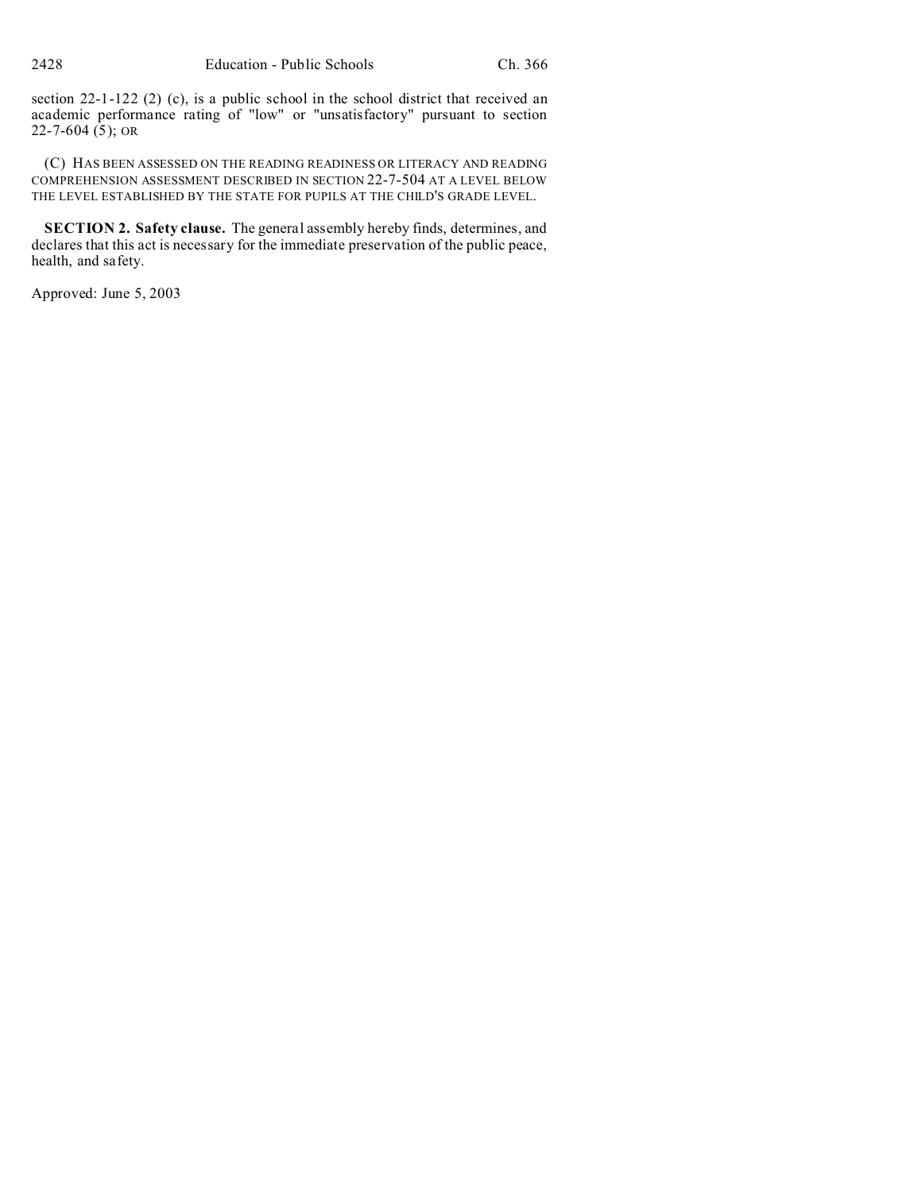section 22-1-122 (2) (c), is a public school in the school district that received an academic performance rating of "low" or "unsatisfactory" pursuant to section 22-7-604 (5); OR

(C) HAS BEEN ASSESSED ON THE READING READINESS OR LITERACY AND READING COMPREHENSION ASSESSMENT DESCRIBED IN SECTION 22-7-504 AT A LEVEL BELOW THE LEVEL ESTABLISHED BY THE STATE FOR PUPILS AT THE CHILD'S GRADE LEVEL.

**SECTION 2. Safety clause.** The general assembly hereby finds, determines, and declares that this act is necessary for the immediate preservation of the public peace, health, and safety.

Approved: June 5, 2003